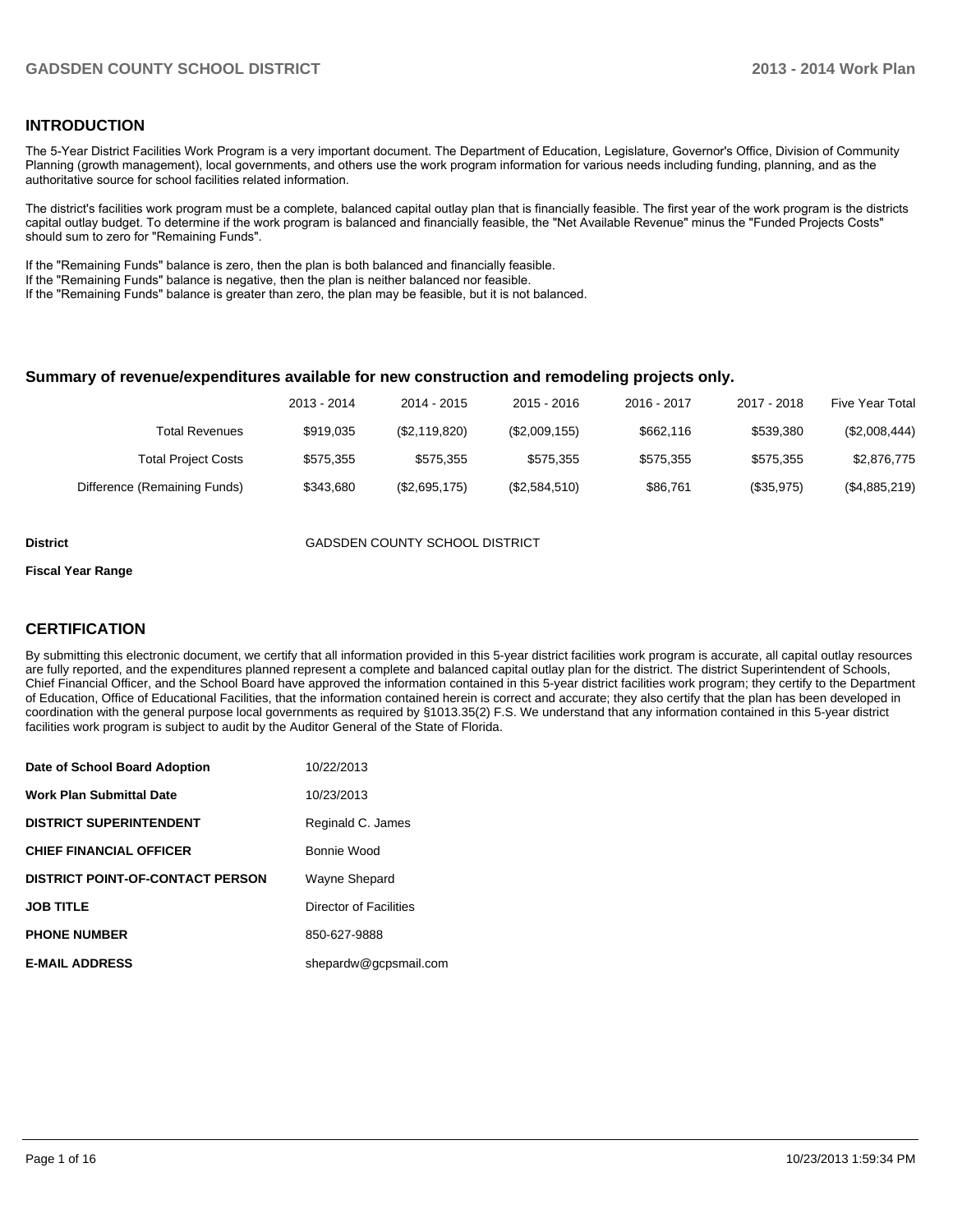## INTRODUCTION

The 5-Year District Facilities Work Program is a very important document. The Department of Education, Legislature, Governor's Office, Division of Community Planning (growth management), local governments, and others use the work program information for various needs including funding, planning, and as the authoritative source for school facilities related information.

The district's facilities work program must be a complete, balanced capital outlay plan that is financially feasible. The first year of the work program is the districts capital outlay budget. To determine if the work program is balanced and financially feasible, the "Net Available Revenue" minus the "Funded Projects Costs" should sum to zero for "Remaining Funds".

If the "Remaining Funds" balance is zero, then the plan is both balanced and financially feasible.
If the "Remaining Funds" balance is negative, then the plan is neither balanced nor feasible.
If the "Remaining Funds" balance is greater than zero, the plan may be feasible, but it is not balanced.

### Summary of revenue/expenditures available for new construction and remodeling projects only.

| | 2013 - 2014 | 2014 - 2015 | 2015 - 2016 | 2016 - 2017 | 2017 - 2018 | Five Year Total |
|---|---|---|---|---|---|---|
| Total Revenues | $919,035 | ($2,119,820) | ($2,009,155) | $662,116 | $539,380 | ($2,008,444) |
| Total Project Costs | $575,355 | $575,355 | $575,355 | $575,355 | $575,355 | $2,876,775 |
| Difference (Remaining Funds) | $343,680 | ($2,695,175) | ($2,584,510) | $86,761 | ($35,975) | ($4,885,219) |

**District** GADSDEN COUNTY SCHOOL DISTRICT

**Fiscal Year Range**

## CERTIFICATION

By submitting this electronic document, we certify that all information provided in this 5-year district facilities work program is accurate, all capital outlay resources are fully reported, and the expenditures planned represent a complete and balanced capital outlay plan for the district. The district Superintendent of Schools, Chief Financial Officer, and the School Board have approved the information contained in this 5-year district facilities work program; they certify to the Department of Education, Office of Educational Facilities, that the information contained herein is correct and accurate; they also certify that the plan has been developed in coordination with the general purpose local governments as required by §1013.35(2) F.S. We understand that any information contained in this 5-year district facilities work program is subject to audit by the Auditor General of the State of Florida.

| | |
|---|---|
| **Date of School Board Adoption** | 10/22/2013 |
| **Work Plan Submittal Date** | 10/23/2013 |
| **DISTRICT SUPERINTENDENT** | Reginald C. James |
| **CHIEF FINANCIAL OFFICER** | Bonnie Wood |
| **DISTRICT POINT-OF-CONTACT PERSON** | Wayne Shepard |
| **JOB TITLE** | Director of Facilities |
| **PHONE NUMBER** | 850-627-9888 |
| **E-MAIL ADDRESS** | shepardw@gcpsmail.com |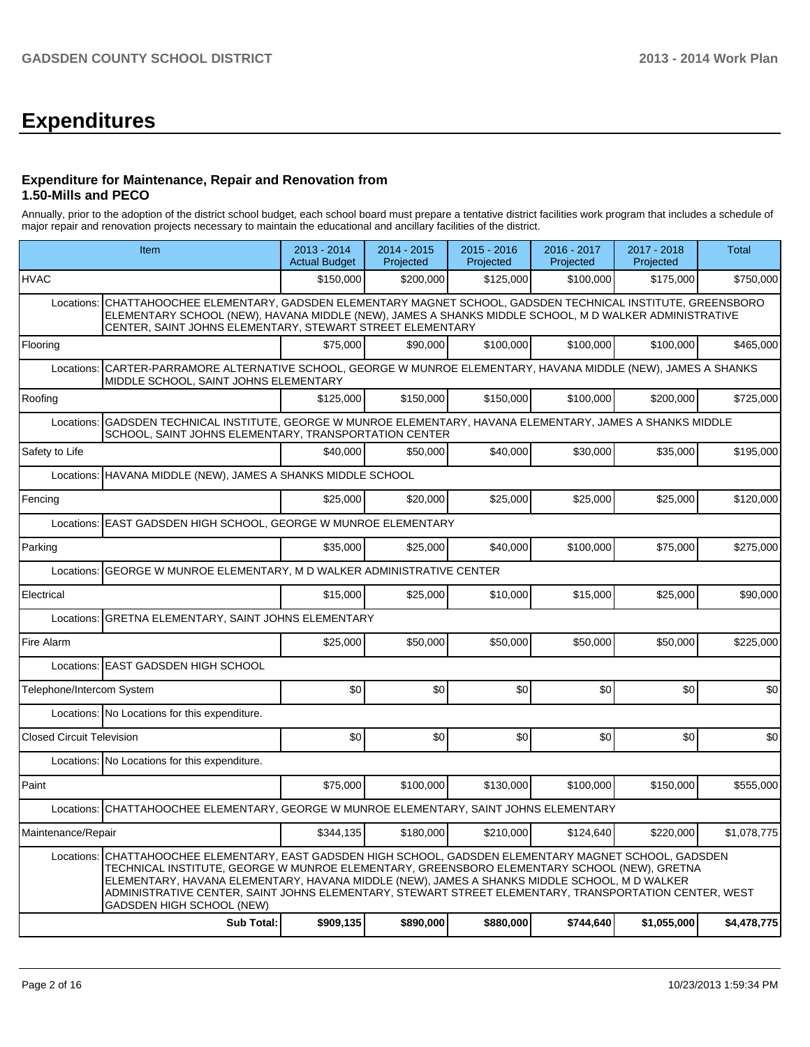# Expenditures

### Expenditure for Maintenance, Repair and Renovation from 1.50-Mills and PECO

Annually, prior to the adoption of the district school budget, each school board must prepare a tentative district facilities work program that includes a schedule of major repair and renovation projects necessary to maintain the educational and ancillary facilities of the district.

| Item | | 2013 - 2014 Actual Budget | 2014 - 2015 Projected | 2015 - 2016 Projected | 2016 - 2017 Projected | 2017 - 2018 Projected | Total |
|---|---|---|---|---|---|---|---|
| HVAC | | $150,000 | $200,000 | $125,000 | $100,000 | $175,000 | $750,000 |
| Locations: | CHATTAHOOCHEE ELEMENTARY, GADSDEN ELEMENTARY MAGNET SCHOOL, GADSDEN TECHNICAL INSTITUTE, GREENSBORO ELEMENTARY SCHOOL (NEW), HAVANA MIDDLE (NEW), JAMES A SHANKS MIDDLE SCHOOL, M D WALKER ADMINISTRATIVE CENTER, SAINT JOHNS ELEMENTARY, STEWART STREET ELEMENTARY | | | | | | |
| Flooring | | $75,000 | $90,000 | $100,000 | $100,000 | $100,000 | $465,000 |
| Locations: | CARTER-PARRAMORE ALTERNATIVE SCHOOL, GEORGE W MUNROE ELEMENTARY, HAVANA MIDDLE (NEW), JAMES A SHANKS MIDDLE SCHOOL, SAINT JOHNS ELEMENTARY | | | | | | |
| Roofing | | $125,000 | $150,000 | $150,000 | $100,000 | $200,000 | $725,000 |
| Locations: | GADSDEN TECHNICAL INSTITUTE, GEORGE W MUNROE ELEMENTARY, HAVANA ELEMENTARY, JAMES A SHANKS MIDDLE SCHOOL, SAINT JOHNS ELEMENTARY, TRANSPORTATION CENTER | | | | | | |
| Safety to Life | | $40,000 | $50,000 | $40,000 | $30,000 | $35,000 | $195,000 |
| Locations: | HAVANA MIDDLE (NEW), JAMES A SHANKS MIDDLE SCHOOL | | | | | | |
| Fencing | | $25,000 | $20,000 | $25,000 | $25,000 | $25,000 | $120,000 |
| Locations: | EAST GADSDEN HIGH SCHOOL, GEORGE W MUNROE ELEMENTARY | | | | | | |
| Parking | | $35,000 | $25,000 | $40,000 | $100,000 | $75,000 | $275,000 |
| Locations: | GEORGE W MUNROE ELEMENTARY, M D WALKER ADMINISTRATIVE CENTER | | | | | | |
| Electrical | | $15,000 | $25,000 | $10,000 | $15,000 | $25,000 | $90,000 |
| Locations: | GRETNA ELEMENTARY, SAINT JOHNS ELEMENTARY | | | | | | |
| Fire Alarm | | $25,000 | $50,000 | $50,000 | $50,000 | $50,000 | $225,000 |
| Locations: | EAST GADSDEN HIGH SCHOOL | | | | | | |
| Telephone/Intercom System | | $0 | $0 | $0 | $0 | $0 | $0 |
| Locations: | No Locations for this expenditure. | | | | | | |
| Closed Circuit Television | | $0 | $0 | $0 | $0 | $0 | $0 |
| Locations: | No Locations for this expenditure. | | | | | | |
| Paint | | $75,000 | $100,000 | $130,000 | $100,000 | $150,000 | $555,000 |
| Locations: | CHATTAHOOCHEE ELEMENTARY, GEORGE W MUNROE ELEMENTARY, SAINT JOHNS ELEMENTARY | | | | | | |
| Maintenance/Repair | | $344,135 | $180,000 | $210,000 | $124,640 | $220,000 | $1,078,775 |
| Locations: | CHATTAHOOCHEE ELEMENTARY, EAST GADSDEN HIGH SCHOOL, GADSDEN ELEMENTARY MAGNET SCHOOL, GADSDEN TECHNICAL INSTITUTE, GEORGE W MUNROE ELEMENTARY, GREENSBORO ELEMENTARY SCHOOL (NEW), GRETNA ELEMENTARY, HAVANA ELEMENTARY, HAVANA MIDDLE (NEW), JAMES A SHANKS MIDDLE SCHOOL, M D WALKER ADMINISTRATIVE CENTER, SAINT JOHNS ELEMENTARY, STEWART STREET ELEMENTARY, TRANSPORTATION CENTER, WEST GADSDEN HIGH SCHOOL (NEW) | | | | | | |
| | **Sub Total:** | **$909,135** | **$890,000** | **$880,000** | **$744,640** | **$1,055,000** | **$4,478,775** |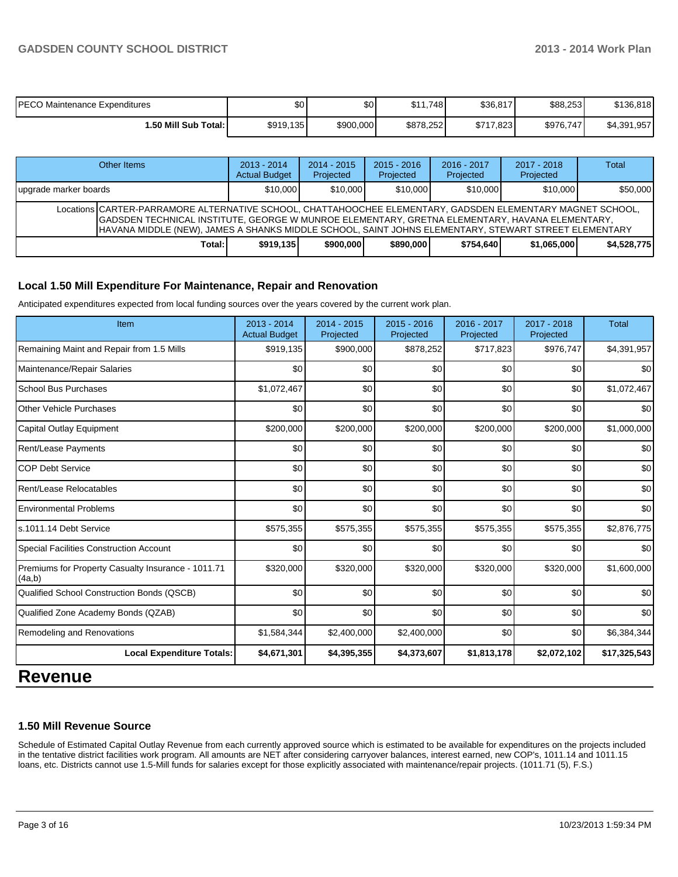| PECO Maintenance Expenditures | $0 | $0 | $11,748 | $36,817 | $88,253 | $136,818 |
|---|---|---|---|---|---|---|
| **1.50 Mill Sub Total:** | $919,135 | $900,000 | $878,252 | $717,823 | $976,747 | $4,391,957 |

| Other Items | | 2013 - 2014 Actual Budget | 2014 - 2015 Projected | 2015 - 2016 Projected | 2016 - 2017 Projected | 2017 - 2018 Projected | Total |
|---|---|---|---|---|---|---|---|
| upgrade marker boards | | $10,000 | $10,000 | $10,000 | $10,000 | $10,000 | $50,000 |
| Locations | CARTER-PARRAMORE ALTERNATIVE SCHOOL, CHATTAHOOCHEE ELEMENTARY, GADSDEN ELEMENTARY MAGNET SCHOOL, GADSDEN TECHNICAL INSTITUTE, GEORGE W MUNROE ELEMENTARY, GRETNA ELEMENTARY, HAVANA ELEMENTARY, HAVANA MIDDLE (NEW), JAMES A SHANKS MIDDLE SCHOOL, SAINT JOHNS ELEMENTARY, STEWART STREET ELEMENTARY | | | | | | |
| | **Total:** | **$919,135** | **$900,000** | **$890,000** | **$754,640** | **$1,065,000** | **$4,528,775** |

### Local 1.50 Mill Expenditure For Maintenance, Repair and Renovation

Anticipated expenditures expected from local funding sources over the years covered by the current work plan.

| Item | 2013 - 2014 Actual Budget | 2014 - 2015 Projected | 2015 - 2016 Projected | 2016 - 2017 Projected | 2017 - 2018 Projected | Total |
|---|---|---|---|---|---|---|
| Remaining Maint and Repair from 1.5 Mills | $919,135 | $900,000 | $878,252 | $717,823 | $976,747 | $4,391,957 |
| Maintenance/Repair Salaries | $0 | $0 | $0 | $0 | $0 | $0 |
| School Bus Purchases | $1,072,467 | $0 | $0 | $0 | $0 | $1,072,467 |
| Other Vehicle Purchases | $0 | $0 | $0 | $0 | $0 | $0 |
| Capital Outlay Equipment | $200,000 | $200,000 | $200,000 | $200,000 | $200,000 | $1,000,000 |
| Rent/Lease Payments | $0 | $0 | $0 | $0 | $0 | $0 |
| COP Debt Service | $0 | $0 | $0 | $0 | $0 | $0 |
| Rent/Lease Relocatables | $0 | $0 | $0 | $0 | $0 | $0 |
| Environmental Problems | $0 | $0 | $0 | $0 | $0 | $0 |
| s.1011.14 Debt Service | $575,355 | $575,355 | $575,355 | $575,355 | $575,355 | $2,876,775 |
| Special Facilities Construction Account | $0 | $0 | $0 | $0 | $0 | $0 |
| Premiums for Property Casualty Insurance - 1011.71 (4a,b) | $320,000 | $320,000 | $320,000 | $320,000 | $320,000 | $1,600,000 |
| Qualified School Construction Bonds (QSCB) | $0 | $0 | $0 | $0 | $0 | $0 |
| Qualified Zone Academy Bonds (QZAB) | $0 | $0 | $0 | $0 | $0 | $0 |
| Remodeling and Renovations | $1,584,344 | $2,400,000 | $2,400,000 | $0 | $0 | $6,384,344 |
| **Local Expenditure Totals:** | **$4,671,301** | **$4,395,355** | **$4,373,607** | **$1,813,178** | **$2,072,102** | **$17,325,543** |

# Revenue

### 1.50 Mill Revenue Source

Schedule of Estimated Capital Outlay Revenue from each currently approved source which is estimated to be available for expenditures on the projects included in the tentative district facilities work program. All amounts are NET after considering carryover balances, interest earned, new COP's, 1011.14 and 1011.15 loans, etc. Districts cannot use 1.5-Mill funds for salaries except for those explicitly associated with maintenance/repair projects. (1011.71 (5), F.S.)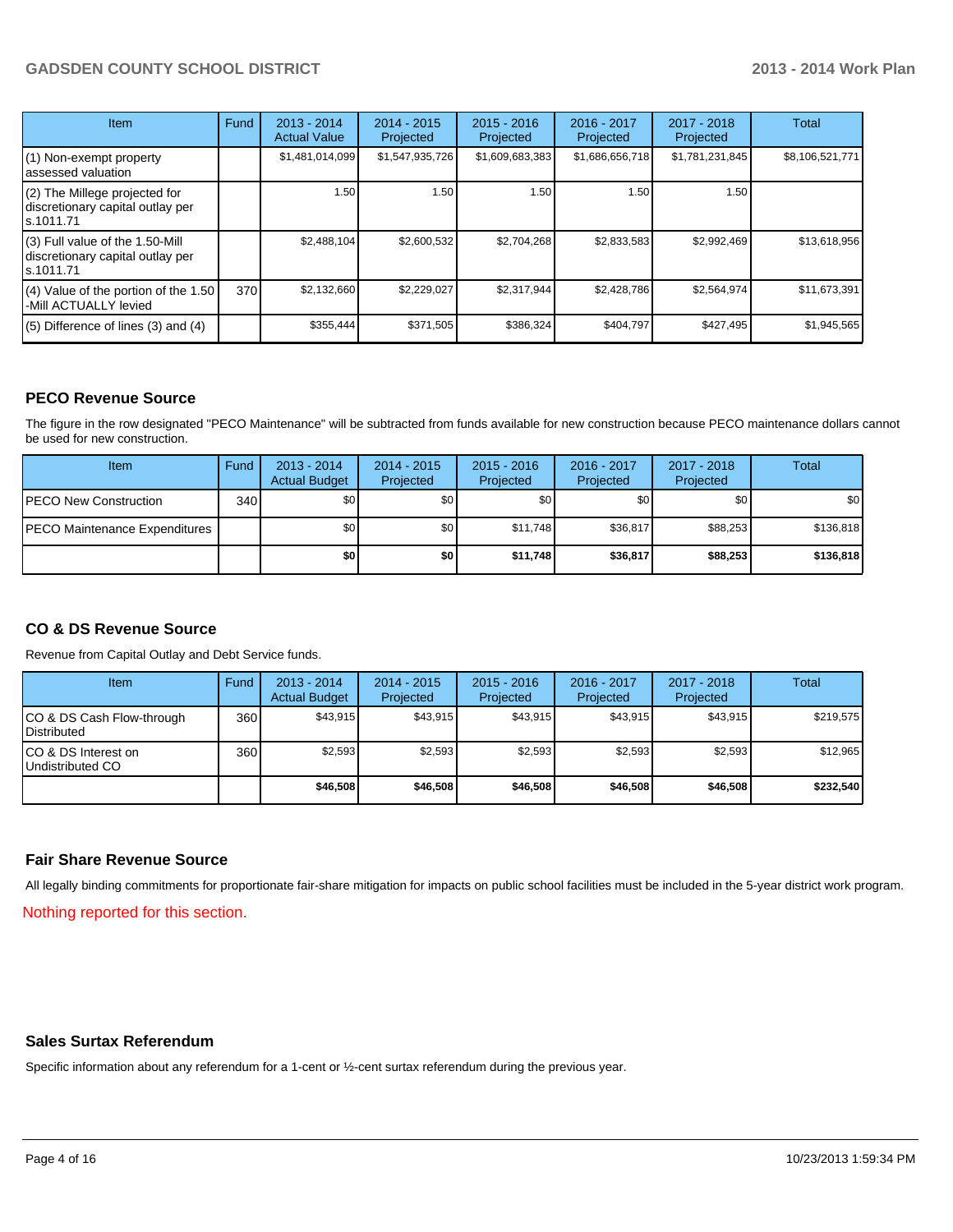| Item | Fund | 2013 - 2014 Actual Value | 2014 - 2015 Projected | 2015 - 2016 Projected | 2016 - 2017 Projected | 2017 - 2018 Projected | Total |
|---|---|---|---|---|---|---|---|
| (1) Non-exempt property assessed valuation | | $1,481,014,099 | $1,547,935,726 | $1,609,683,383 | $1,686,656,718 | $1,781,231,845 | $8,106,521,771 |
| (2) The Millege projected for discretionary capital outlay per s.1011.71 | | 1.50 | 1.50 | 1.50 | 1.50 | 1.50 | |
| (3) Full value of the 1.50-Mill discretionary capital outlay per s.1011.71 | | $2,488,104 | $2,600,532 | $2,704,268 | $2,833,583 | $2,992,469 | $13,618,956 |
| (4) Value of the portion of the 1.50 -Mill ACTUALLY levied | 370 | $2,132,660 | $2,229,027 | $2,317,944 | $2,428,786 | $2,564,974 | $11,673,391 |
| (5) Difference of lines (3) and (4) | | $355,444 | $371,505 | $386,324 | $404,797 | $427,495 | $1,945,565 |

## PECO Revenue Source

The figure in the row designated "PECO Maintenance" will be subtracted from funds available for new construction because PECO maintenance dollars cannot be used for new construction.

| Item | Fund | 2013 - 2014 Actual Budget | 2014 - 2015 Projected | 2015 - 2016 Projected | 2016 - 2017 Projected | 2017 - 2018 Projected | Total |
|---|---|---|---|---|---|---|---|
| PECO New Construction | 340 | $0 | $0 | $0 | $0 | $0 | $0 |
| PECO Maintenance Expenditures | | $0 | $0 | $11,748 | $36,817 | $88,253 | $136,818 |
| | | **$0** | **$0** | **$11,748** | **$36,817** | **$88,253** | **$136,818** |

## CO & DS Revenue Source

Revenue from Capital Outlay and Debt Service funds.

| Item | Fund | 2013 - 2014 Actual Budget | 2014 - 2015 Projected | 2015 - 2016 Projected | 2016 - 2017 Projected | 2017 - 2018 Projected | Total |
|---|---|---|---|---|---|---|---|
| CO & DS Cash Flow-through Distributed | 360 | $43,915 | $43,915 | $43,915 | $43,915 | $43,915 | $219,575 |
| CO & DS Interest on Undistributed CO | 360 | $2,593 | $2,593 | $2,593 | $2,593 | $2,593 | $12,965 |
| | | **$46,508** | **$46,508** | **$46,508** | **$46,508** | **$46,508** | **$232,540** |

## Fair Share Revenue Source

All legally binding commitments for proportionate fair-share mitigation for impacts on public school facilities must be included in the 5-year district work program.

Nothing reported for this section.

## Sales Surtax Referendum

Specific information about any referendum for a 1-cent or ½-cent surtax referendum during the previous year.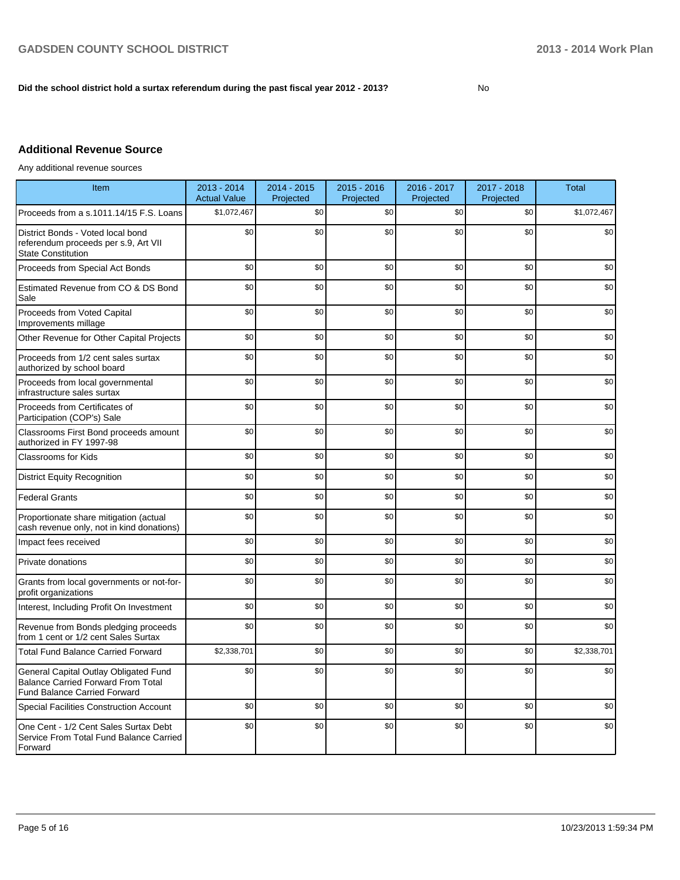**Did the school district hold a surtax referendum during the past fiscal year 2012 - 2013?** No

## Additional Revenue Source

Any additional revenue sources

| Item | 2013 - 2014 Actual Value | 2014 - 2015 Projected | 2015 - 2016 Projected | 2016 - 2017 Projected | 2017 - 2018 Projected | Total |
|---|---|---|---|---|---|---|
| Proceeds from a s.1011.14/15 F.S. Loans | $1,072,467 | $0 | $0 | $0 | $0 | $1,072,467 |
| District Bonds - Voted local bond referendum proceeds per s.9, Art VII State Constitution | $0 | $0 | $0 | $0 | $0 | $0 |
| Proceeds from Special Act Bonds | $0 | $0 | $0 | $0 | $0 | $0 |
| Estimated Revenue from CO & DS Bond Sale | $0 | $0 | $0 | $0 | $0 | $0 |
| Proceeds from Voted Capital Improvements millage | $0 | $0 | $0 | $0 | $0 | $0 |
| Other Revenue for Other Capital Projects | $0 | $0 | $0 | $0 | $0 | $0 |
| Proceeds from 1/2 cent sales surtax authorized by school board | $0 | $0 | $0 | $0 | $0 | $0 |
| Proceeds from local governmental infrastructure sales surtax | $0 | $0 | $0 | $0 | $0 | $0 |
| Proceeds from Certificates of Participation (COP's) Sale | $0 | $0 | $0 | $0 | $0 | $0 |
| Classrooms First Bond proceeds amount authorized in FY 1997-98 | $0 | $0 | $0 | $0 | $0 | $0 |
| Classrooms for Kids | $0 | $0 | $0 | $0 | $0 | $0 |
| District Equity Recognition | $0 | $0 | $0 | $0 | $0 | $0 |
| Federal Grants | $0 | $0 | $0 | $0 | $0 | $0 |
| Proportionate share mitigation (actual cash revenue only, not in kind donations) | $0 | $0 | $0 | $0 | $0 | $0 |
| Impact fees received | $0 | $0 | $0 | $0 | $0 | $0 |
| Private donations | $0 | $0 | $0 | $0 | $0 | $0 |
| Grants from local governments or not-for-profit organizations | $0 | $0 | $0 | $0 | $0 | $0 |
| Interest, Including Profit On Investment | $0 | $0 | $0 | $0 | $0 | $0 |
| Revenue from Bonds pledging proceeds from 1 cent or 1/2 cent Sales Surtax | $0 | $0 | $0 | $0 | $0 | $0 |
| Total Fund Balance Carried Forward | $2,338,701 | $0 | $0 | $0 | $0 | $2,338,701 |
| General Capital Outlay Obligated Fund Balance Carried Forward From Total Fund Balance Carried Forward | $0 | $0 | $0 | $0 | $0 | $0 |
| Special Facilities Construction Account | $0 | $0 | $0 | $0 | $0 | $0 |
| One Cent - 1/2 Cent Sales Surtax Debt Service From Total Fund Balance Carried Forward | $0 | $0 | $0 | $0 | $0 | $0 |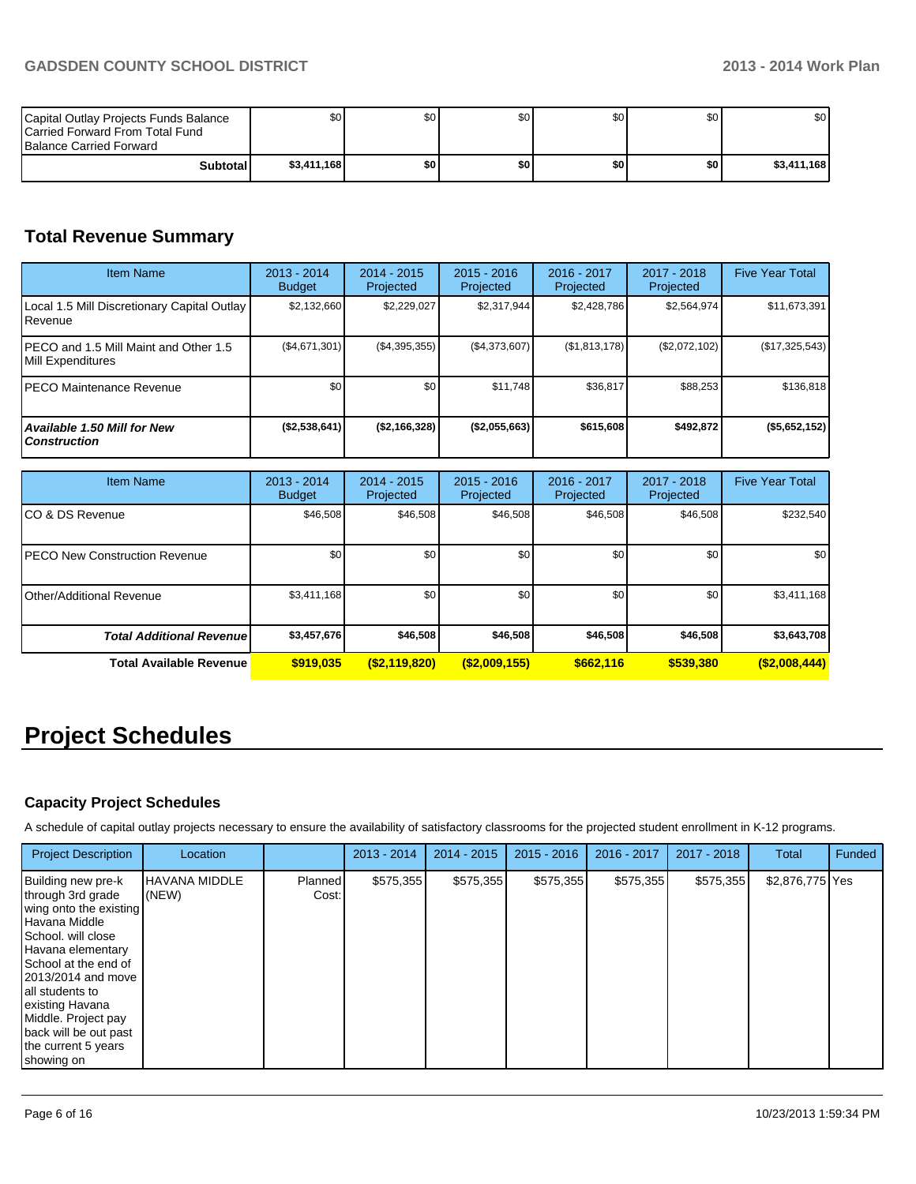| | | | | | | |
|---|---|---|---|---|---|---|
| Capital Outlay Projects Funds Balance Carried Forward From Total Fund Balance Carried Forward | $0 | $0 | $0 | $0 | $0 | $0 |
| **Subtotal** | **$3,411,168** | **$0** | **$0** | **$0** | **$0** | **$3,411,168** |

## Total Revenue Summary

| Item Name | 2013 - 2014 Budget | 2014 - 2015 Projected | 2015 - 2016 Projected | 2016 - 2017 Projected | 2017 - 2018 Projected | Five Year Total |
|---|---|---|---|---|---|---|
| Local 1.5 Mill Discretionary Capital Outlay Revenue | $2,132,660 | $2,229,027 | $2,317,944 | $2,428,786 | $2,564,974 | $11,673,391 |
| PECO and 1.5 Mill Maint and Other 1.5 Mill Expenditures | ($4,671,301) | ($4,395,355) | ($4,373,607) | ($1,813,178) | ($2,072,102) | ($17,325,543) |
| PECO Maintenance Revenue | $0 | $0 | $11,748 | $36,817 | $88,253 | $136,818 |
| ***Available 1.50 Mill for New Construction*** | **($2,538,641)** | **($2,166,328)** | **($2,055,663)** | **$615,608** | **$492,872** | **($5,652,152)** |

| Item Name | 2013 - 2014 Budget | 2014 - 2015 Projected | 2015 - 2016 Projected | 2016 - 2017 Projected | 2017 - 2018 Projected | Five Year Total |
|---|---|---|---|---|---|---|
| CO & DS Revenue | $46,508 | $46,508 | $46,508 | $46,508 | $46,508 | $232,540 |
| PECO New Construction Revenue | $0 | $0 | $0 | $0 | $0 | $0 |
| Other/Additional Revenue | $3,411,168 | $0 | $0 | $0 | $0 | $3,411,168 |
| ***Total Additional Revenue*** | **$3,457,676** | **$46,508** | **$46,508** | **$46,508** | **$46,508** | **$3,643,708** |
| **Total Available Revenue** | **$919,035** | **($2,119,820)** | **($2,009,155)** | **$662,116** | **$539,380** | **($2,008,444)** |

# Project Schedules

### Capacity Project Schedules

A schedule of capital outlay projects necessary to ensure the availability of satisfactory classrooms for the projected student enrollment in K-12 programs.

| Project Description | Location | | 2013 - 2014 | 2014 - 2015 | 2015 - 2016 | 2016 - 2017 | 2017 - 2018 | Total | Funded |
|---|---|---|---|---|---|---|---|---|---|
| Building new pre-k through 3rd grade wing onto the existing Havana Middle School. will close Havana elementary School at the end of 2013/2014 and move all students to existing Havana Middle. Project pay back will be out past the current 5 years showing on | HAVANA MIDDLE (NEW) | Planned Cost: | $575,355 | $575,355 | $575,355 | $575,355 | $575,355 | $2,876,775 | Yes |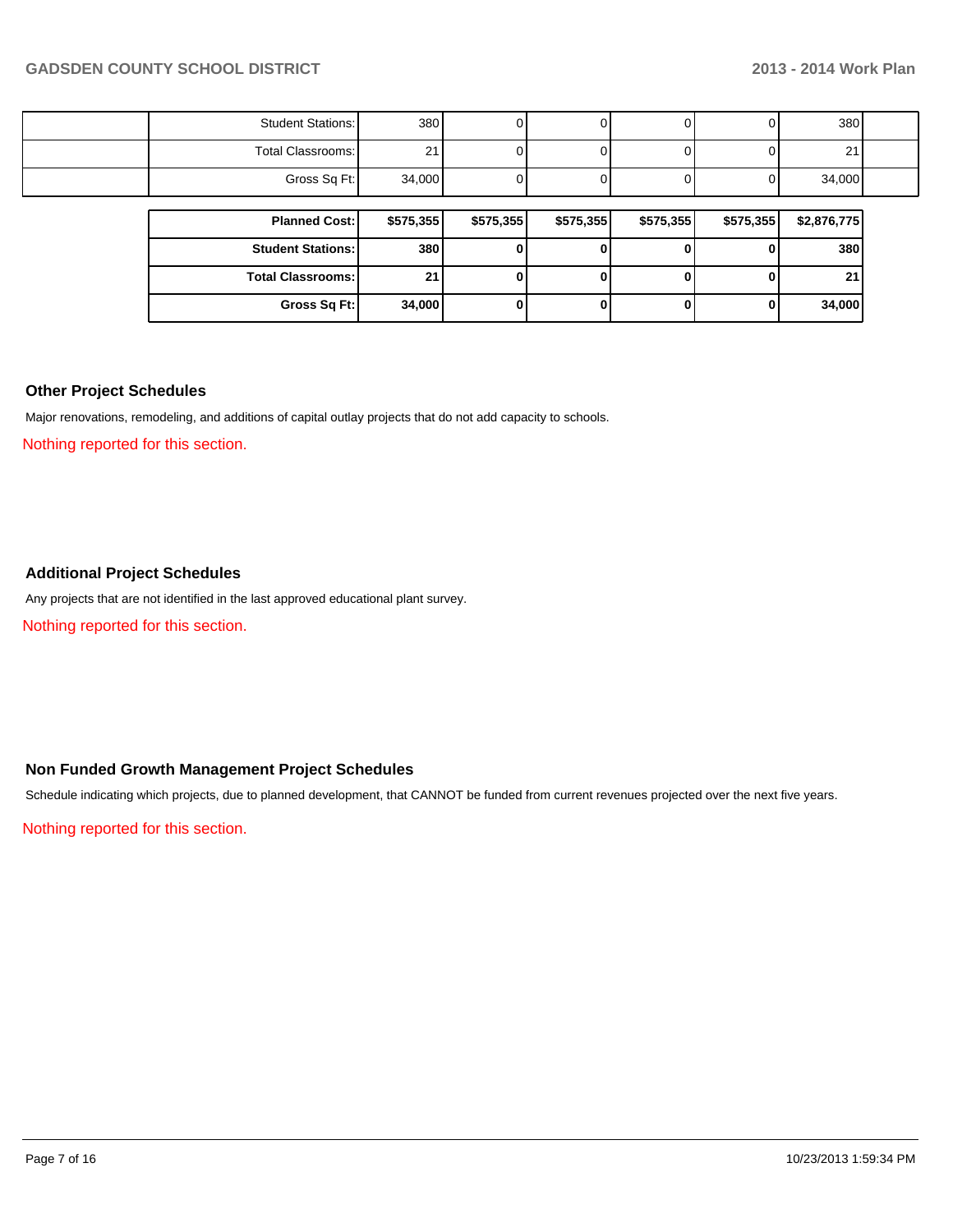| | | | | | | | |
|---|---|---|---|---|---|---|---|
| | Student Stations: | 380 | 0 | 0 | 0 | 0 | 380 |
| | Total Classrooms: | 21 | 0 | 0 | 0 | 0 | 21 |
| | Gross Sq Ft: | 34,000 | 0 | 0 | 0 | 0 | 34,000 |

| | | | | | | |
|---|---|---|---|---|---|---|
| **Planned Cost:** | **$575,355** | **$575,355** | **$575,355** | **$575,355** | **$575,355** | **$2,876,775** |
| **Student Stations:** | **380** | **0** | **0** | **0** | **0** | **380** |
| **Total Classrooms:** | **21** | **0** | **0** | **0** | **0** | **21** |
| **Gross Sq Ft:** | **34,000** | **0** | **0** | **0** | **0** | **34,000** |

## Other Project Schedules

Major renovations, remodeling, and additions of capital outlay projects that do not add capacity to schools.

Nothing reported for this section.

## Additional Project Schedules

Any projects that are not identified in the last approved educational plant survey.

Nothing reported for this section.

## Non Funded Growth Management Project Schedules

Schedule indicating which projects, due to planned development, that CANNOT be funded from current revenues projected over the next five years.

Nothing reported for this section.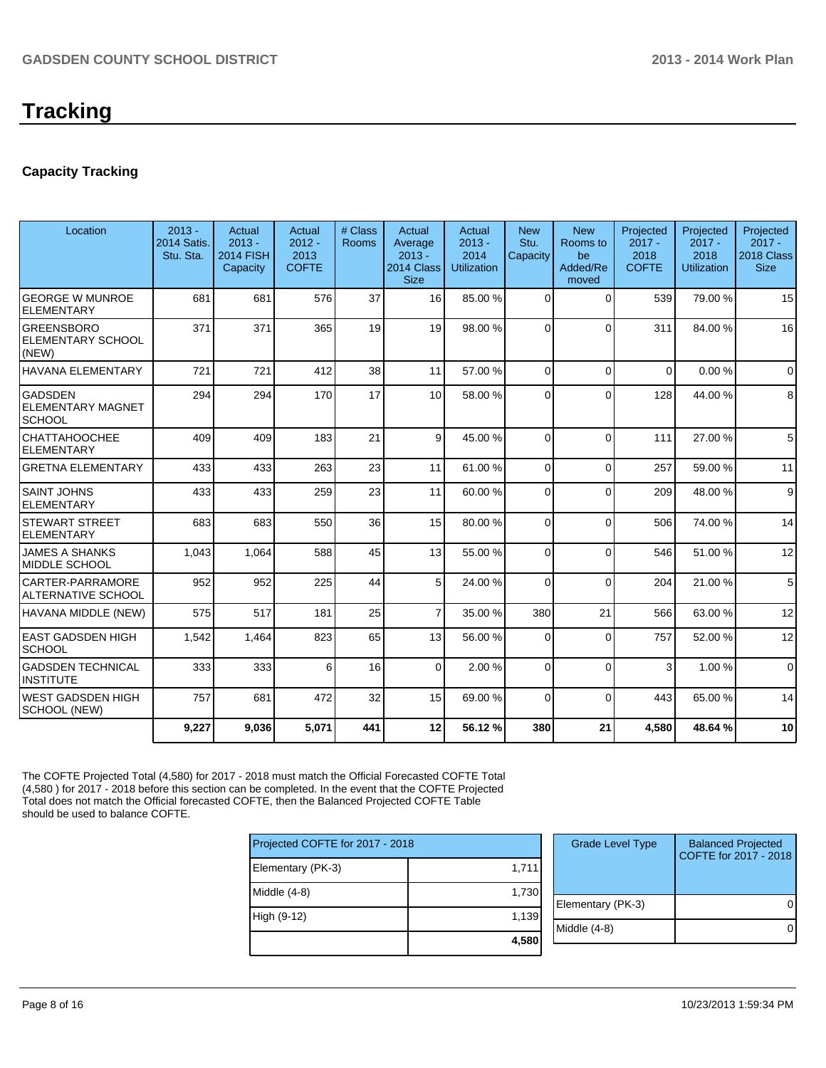# Tracking

### Capacity Tracking

| Location | 2013 - 2014 Satis. Stu. Sta. | Actual 2013 - 2014 FISH Capacity | Actual 2012 - 2013 COFTE | # Class Rooms | Actual Average 2013 - 2014 Class Size | Actual 2013 - 2014 Utilization | New Stu. Capacity | New Rooms to be Added/Removed | Projected 2017 - 2018 COFTE | Projected 2017 - 2018 Utilization | Projected 2017 - 2018 Class Size |
|---|---|---|---|---|---|---|---|---|---|---|---|
| GEORGE W MUNROE ELEMENTARY | 681 | 681 | 576 | 37 | 16 | 85.00 % | 0 | 0 | 539 | 79.00 % | 15 |
| GREENSBORO ELEMENTARY SCHOOL (NEW) | 371 | 371 | 365 | 19 | 19 | 98.00 % | 0 | 0 | 311 | 84.00 % | 16 |
| HAVANA ELEMENTARY | 721 | 721 | 412 | 38 | 11 | 57.00 % | 0 | 0 | 0 | 0.00 % | 0 |
| GADSDEN ELEMENTARY MAGNET SCHOOL | 294 | 294 | 170 | 17 | 10 | 58.00 % | 0 | 0 | 128 | 44.00 % | 8 |
| CHATTAHOOCHEE ELEMENTARY | 409 | 409 | 183 | 21 | 9 | 45.00 % | 0 | 0 | 111 | 27.00 % | 5 |
| GRETNA ELEMENTARY | 433 | 433 | 263 | 23 | 11 | 61.00 % | 0 | 0 | 257 | 59.00 % | 11 |
| SAINT JOHNS ELEMENTARY | 433 | 433 | 259 | 23 | 11 | 60.00 % | 0 | 0 | 209 | 48.00 % | 9 |
| STEWART STREET ELEMENTARY | 683 | 683 | 550 | 36 | 15 | 80.00 % | 0 | 0 | 506 | 74.00 % | 14 |
| JAMES A SHANKS MIDDLE SCHOOL | 1,043 | 1,064 | 588 | 45 | 13 | 55.00 % | 0 | 0 | 546 | 51.00 % | 12 |
| CARTER-PARRAMORE ALTERNATIVE SCHOOL | 952 | 952 | 225 | 44 | 5 | 24.00 % | 0 | 0 | 204 | 21.00 % | 5 |
| HAVANA MIDDLE (NEW) | 575 | 517 | 181 | 25 | 7 | 35.00 % | 380 | 21 | 566 | 63.00 % | 12 |
| EAST GADSDEN HIGH SCHOOL | 1,542 | 1,464 | 823 | 65 | 13 | 56.00 % | 0 | 0 | 757 | 52.00 % | 12 |
| GADSDEN TECHNICAL INSTITUTE | 333 | 333 | 6 | 16 | 0 | 2.00 % | 0 | 0 | 3 | 1.00 % | 0 |
| WEST GADSDEN HIGH SCHOOL (NEW) | 757 | 681 | 472 | 32 | 15 | 69.00 % | 0 | 0 | 443 | 65.00 % | 14 |
| | **9,227** | **9,036** | **5,071** | **441** | **12** | **56.12 %** | **380** | **21** | **4,580** | **48.64 %** | **10** |

The COFTE Projected Total (4,580) for 2017 - 2018 must match the Official Forecasted COFTE Total (4,580 ) for 2017 - 2018 before this section can be completed. In the event that the COFTE Projected Total does not match the Official forecasted COFTE, then the Balanced Projected COFTE Table should be used to balance COFTE.

| Projected COFTE for 2017 - 2018 | |
|---|---|
| Elementary (PK-3) | 1,711 |
| Middle (4-8) | 1,730 |
| High (9-12) | 1,139 |
| | **4,580** |

| Grade Level Type | Balanced Projected COFTE for 2017 - 2018 |
|---|---|
| Elementary (PK-3) | 0 |
| Middle (4-8) | 0 |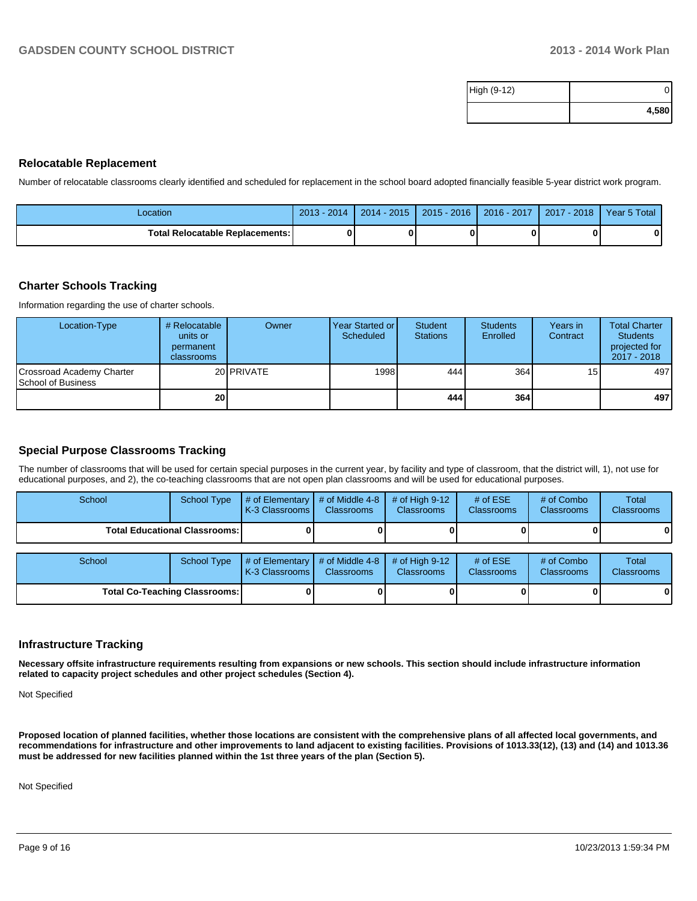| High (9-12) | 0 |
|---|---|
| | **4,580** |

## Relocatable Replacement

Number of relocatable classrooms clearly identified and scheduled for replacement in the school board adopted financially feasible 5-year district work program.

| Location | 2013 - 2014 | 2014 - 2015 | 2015 - 2016 | 2016 - 2017 | 2017 - 2018 | Year 5 Total |
|---|---|---|---|---|---|---|
| **Total Relocatable Replacements:** | **0** | **0** | **0** | **0** | **0** | **0** |

## Charter Schools Tracking

Information regarding the use of charter schools.

| Location-Type | # Relocatable units or permanent classrooms | Owner | Year Started or Scheduled | Student Stations | Students Enrolled | Years in Contract | Total Charter Students projected for 2017 - 2018 |
|---|---|---|---|---|---|---|---|
| Crossroad Academy Charter School of Business | 20 | PRIVATE | 1998 | 444 | 364 | 15 | 497 |
| | **20** | | | **444** | **364** | | **497** |

## Special Purpose Classrooms Tracking

The number of classrooms that will be used for certain special purposes in the current year, by facility and type of classroom, that the district will, 1), not use for educational purposes, and 2), the co-teaching classrooms that are not open plan classrooms and will be used for educational purposes.

| School | School Type | # of Elementary K-3 Classrooms | # of Middle 4-8 Classrooms | # of High 9-12 Classrooms | # of ESE Classrooms | # of Combo Classrooms | Total Classrooms |
|---|---|---|---|---|---|---|---|
| **Total Educational Classrooms:** | | **0** | **0** | **0** | **0** | **0** | **0** |

| School | School Type | # of Elementary K-3 Classrooms | # of Middle 4-8 Classrooms | # of High 9-12 Classrooms | # of ESE Classrooms | # of Combo Classrooms | Total Classrooms |
|---|---|---|---|---|---|---|---|
| **Total Co-Teaching Classrooms:** | | **0** | **0** | **0** | **0** | **0** | **0** |

## Infrastructure Tracking

**Necessary offsite infrastructure requirements resulting from expansions or new schools. This section should include infrastructure information related to capacity project schedules and other project schedules (Section 4).**

Not Specified

**Proposed location of planned facilities, whether those locations are consistent with the comprehensive plans of all affected local governments, and recommendations for infrastructure and other improvements to land adjacent to existing facilities. Provisions of 1013.33(12), (13) and (14) and 1013.36 must be addressed for new facilities planned within the 1st three years of the plan (Section 5).**

Not Specified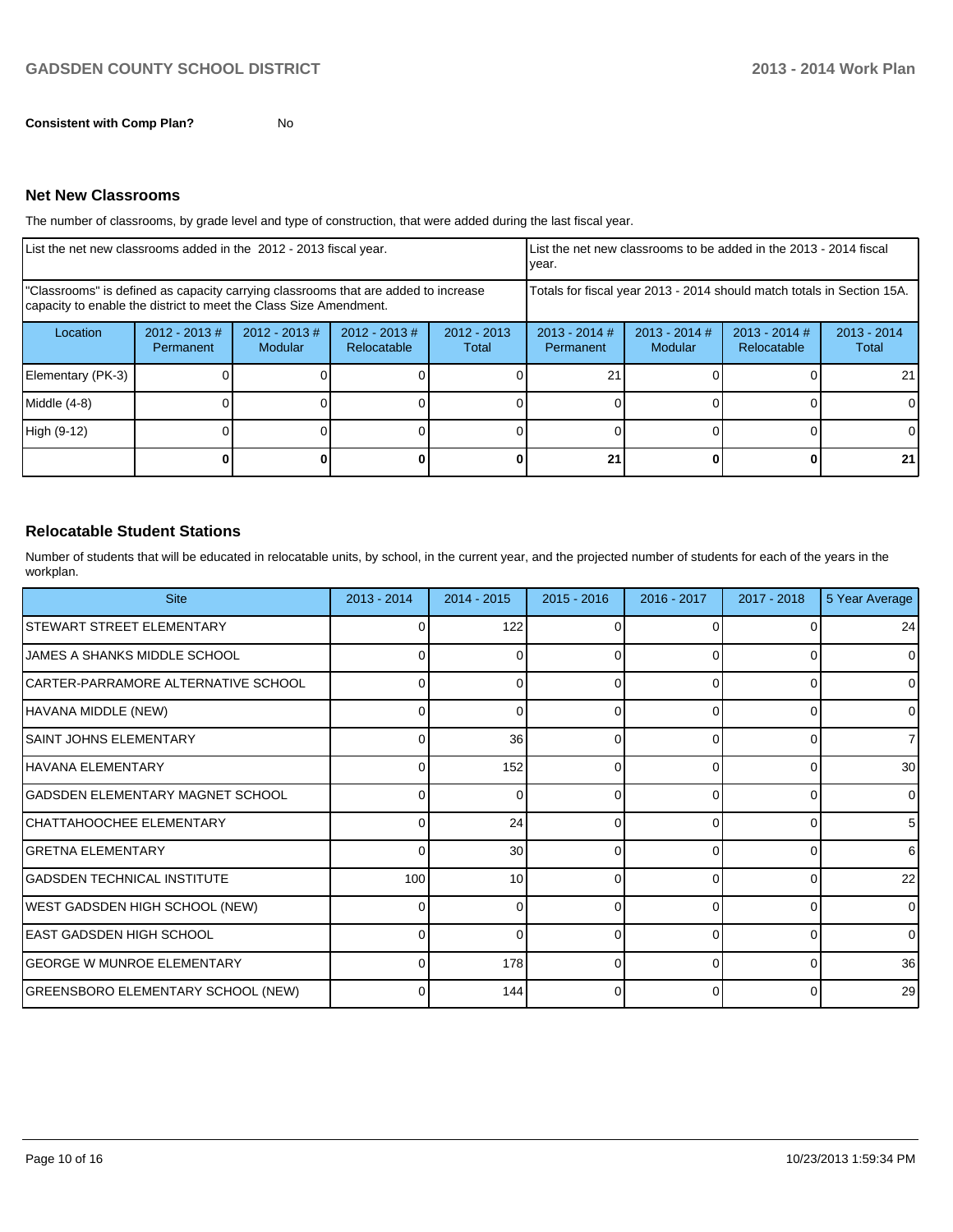**Consistent with Comp Plan?** No

## Net New Classrooms

The number of classrooms, by grade level and type of construction, that were added during the last fiscal year.

| List the net new classrooms added in the 2012 - 2013 fiscal year. | | | | | List the net new classrooms to be added in the 2013 - 2014 fiscal year. | | | |
|---|---|---|---|---|---|---|---|---|
| "Classrooms" is defined as capacity carrying classrooms that are added to increase capacity to enable the district to meet the Class Size Amendment. | | | | | Totals for fiscal year 2013 - 2014 should match totals in Section 15A. | | | |
| Location | 2012 - 2013 # Permanent | 2012 - 2013 # Modular | 2012 - 2013 # Relocatable | 2012 - 2013 Total | 2013 - 2014 # Permanent | 2013 - 2014 # Modular | 2013 - 2014 # Relocatable | 2013 - 2014 Total |
| Elementary (PK-3) | 0 | 0 | 0 | 0 | 21 | 0 | 0 | 21 |
| Middle (4-8) | 0 | 0 | 0 | 0 | 0 | 0 | 0 | 0 |
| High (9-12) | 0 | 0 | 0 | 0 | 0 | 0 | 0 | 0 |
| | **0** | **0** | **0** | **0** | **21** | **0** | **0** | **21** |

## Relocatable Student Stations

Number of students that will be educated in relocatable units, by school, in the current year, and the projected number of students for each of the years in the workplan.

| Site | 2013 - 2014 | 2014 - 2015 | 2015 - 2016 | 2016 - 2017 | 2017 - 2018 | 5 Year Average |
|---|---|---|---|---|---|---|
| STEWART STREET ELEMENTARY | 0 | 122 | 0 | 0 | 0 | 24 |
| JAMES A SHANKS MIDDLE SCHOOL | 0 | 0 | 0 | 0 | 0 | 0 |
| CARTER-PARRAMORE ALTERNATIVE SCHOOL | 0 | 0 | 0 | 0 | 0 | 0 |
| HAVANA MIDDLE (NEW) | 0 | 0 | 0 | 0 | 0 | 0 |
| SAINT JOHNS ELEMENTARY | 0 | 36 | 0 | 0 | 0 | 7 |
| HAVANA ELEMENTARY | 0 | 152 | 0 | 0 | 0 | 30 |
| GADSDEN ELEMENTARY MAGNET SCHOOL | 0 | 0 | 0 | 0 | 0 | 0 |
| CHATTAHOOCHEE ELEMENTARY | 0 | 24 | 0 | 0 | 0 | 5 |
| GRETNA ELEMENTARY | 0 | 30 | 0 | 0 | 0 | 6 |
| GADSDEN TECHNICAL INSTITUTE | 100 | 10 | 0 | 0 | 0 | 22 |
| WEST GADSDEN HIGH SCHOOL (NEW) | 0 | 0 | 0 | 0 | 0 | 0 |
| EAST GADSDEN HIGH SCHOOL | 0 | 0 | 0 | 0 | 0 | 0 |
| GEORGE W MUNROE ELEMENTARY | 0 | 178 | 0 | 0 | 0 | 36 |
| GREENSBORO ELEMENTARY SCHOOL (NEW) | 0 | 144 | 0 | 0 | 0 | 29 |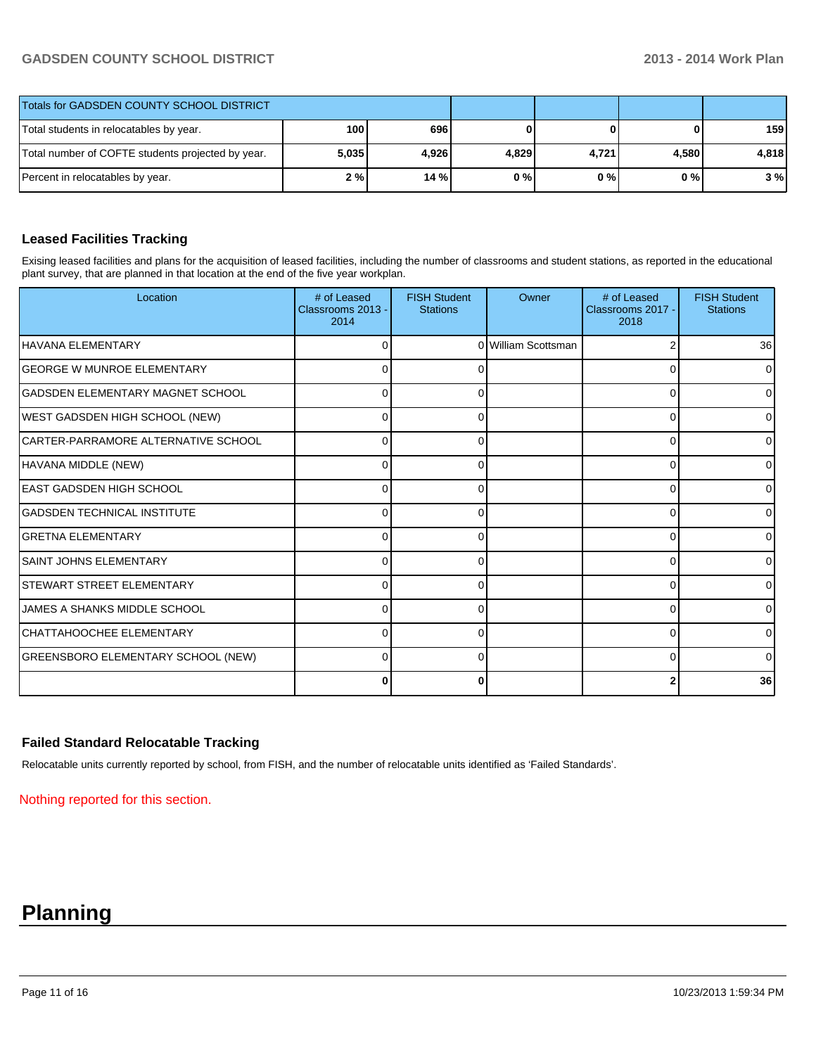| Totals for GADSDEN COUNTY SCHOOL DISTRICT | | | | | | |
|---|---|---|---|---|---|---|
| Total students in relocatables by year. | 100 | 696 | 0 | 0 | 0 | 159 |
| Total number of COFTE students projected by year. | 5,035 | 4,926 | 4,829 | 4,721 | 4,580 | 4,818 |
| Percent in relocatables by year. | 2 % | 14 % | 0 % | 0 % | 0 % | 3 % |

### Leased Facilities Tracking

Exising leased facilities and plans for the acquisition of leased facilities, including the number of classrooms and student stations, as reported in the educational plant survey, that are planned in that location at the end of the five year workplan.

| Location | # of Leased Classrooms 2013 - 2014 | FISH Student Stations | Owner | # of Leased Classrooms 2017 - 2018 | FISH Student Stations |
|---|---|---|---|---|---|
| HAVANA ELEMENTARY | 0 | 0 | William Scottsman | 2 | 36 |
| GEORGE W MUNROE ELEMENTARY | 0 | 0 | | 0 | 0 |
| GADSDEN ELEMENTARY MAGNET SCHOOL | 0 | 0 | | 0 | 0 |
| WEST GADSDEN HIGH SCHOOL (NEW) | 0 | 0 | | 0 | 0 |
| CARTER-PARRAMORE ALTERNATIVE SCHOOL | 0 | 0 | | 0 | 0 |
| HAVANA MIDDLE (NEW) | 0 | 0 | | 0 | 0 |
| EAST GADSDEN HIGH SCHOOL | 0 | 0 | | 0 | 0 |
| GADSDEN TECHNICAL INSTITUTE | 0 | 0 | | 0 | 0 |
| GRETNA ELEMENTARY | 0 | 0 | | 0 | 0 |
| SAINT JOHNS ELEMENTARY | 0 | 0 | | 0 | 0 |
| STEWART STREET ELEMENTARY | 0 | 0 | | 0 | 0 |
| JAMES A SHANKS MIDDLE SCHOOL | 0 | 0 | | 0 | 0 |
| CHATTAHOOCHEE ELEMENTARY | 0 | 0 | | 0 | 0 |
| GREENSBORO ELEMENTARY SCHOOL (NEW) | 0 | 0 | | 0 | 0 |
| | **0** | **0** | | **2** | **36** |

### Failed Standard Relocatable Tracking

Relocatable units currently reported by school, from FISH, and the number of relocatable units identified as 'Failed Standards'.

Nothing reported for this section.

# Planning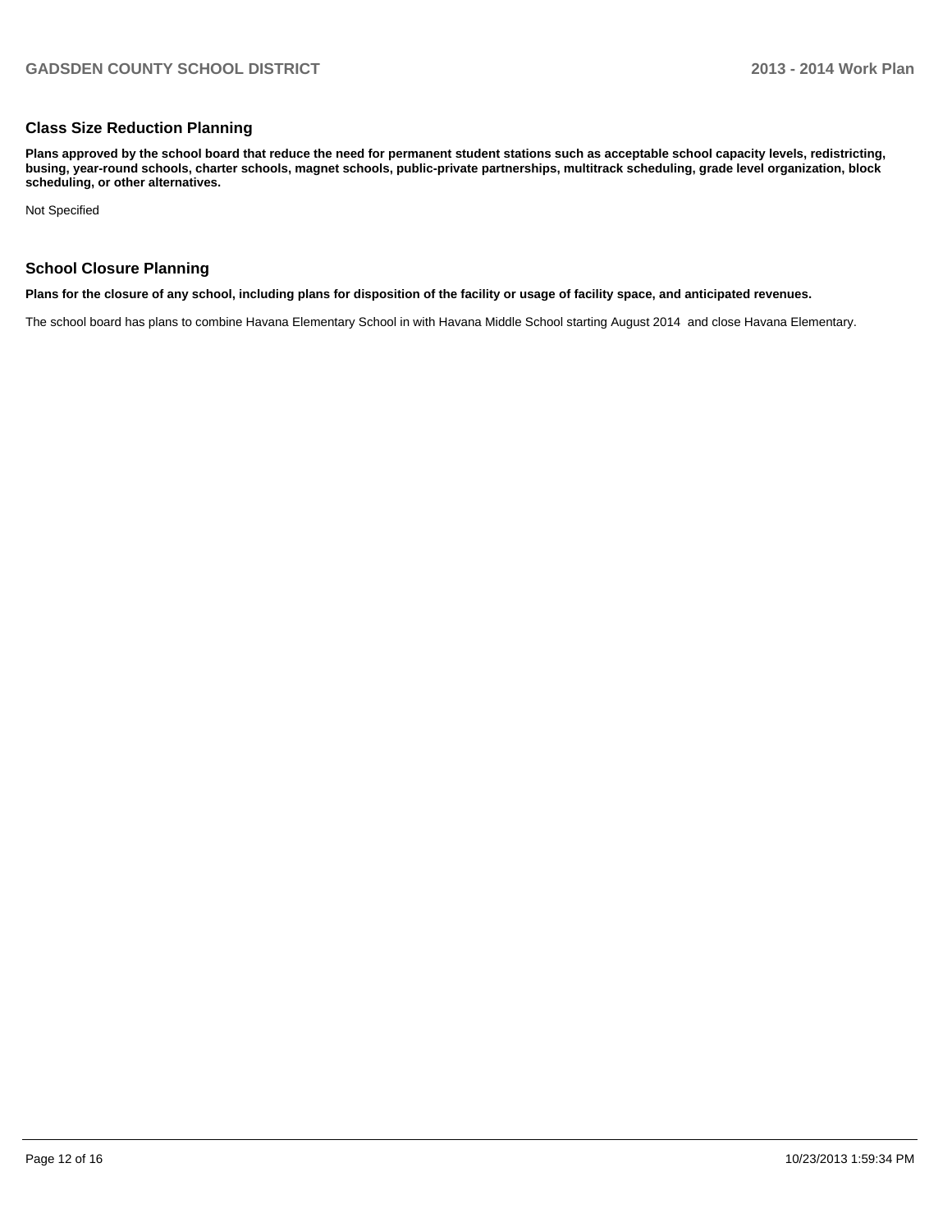## Class Size Reduction Planning

**Plans approved by the school board that reduce the need for permanent student stations such as acceptable school capacity levels, redistricting, busing, year-round schools, charter schools, magnet schools, public-private partnerships, multitrack scheduling, grade level organization, block scheduling, or other alternatives.**

Not Specified

## School Closure Planning

**Plans for the closure of any school, including plans for disposition of the facility or usage of facility space, and anticipated revenues.**

The school board has plans to combine Havana Elementary School in with Havana Middle School starting August 2014 and close Havana Elementary.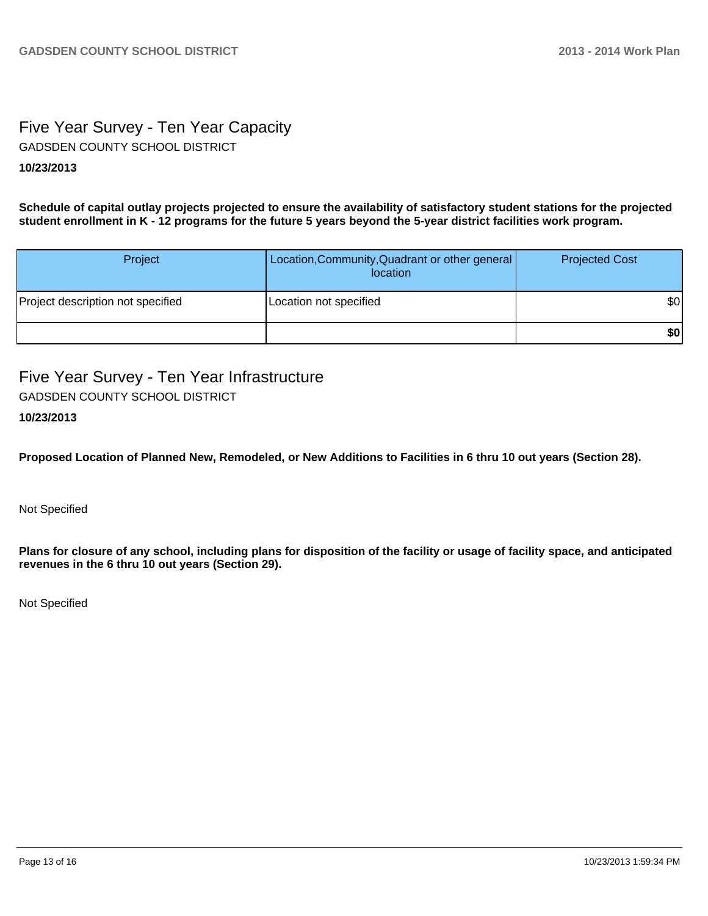## Five Year Survey - Ten Year Capacity

GADSDEN COUNTY SCHOOL DISTRICT

**10/23/2013**

**Schedule of capital outlay projects projected to ensure the availability of satisfactory student stations for the projected student enrollment in K - 12 programs for the future 5 years beyond the 5-year district facilities work program.**

| Project | Location,Community,Quadrant or other general location | Projected Cost |
|---|---|---|
| Project description not specified | Location not specified | $0 |
| | | **$0** |

## Five Year Survey - Ten Year Infrastructure

GADSDEN COUNTY SCHOOL DISTRICT

**10/23/2013**

**Proposed Location of Planned New, Remodeled, or New Additions to Facilities in 6 thru 10 out years (Section 28).**

Not Specified

**Plans for closure of any school, including plans for disposition of the facility or usage of facility space, and anticipated revenues in the 6 thru 10 out years (Section 29).**

Not Specified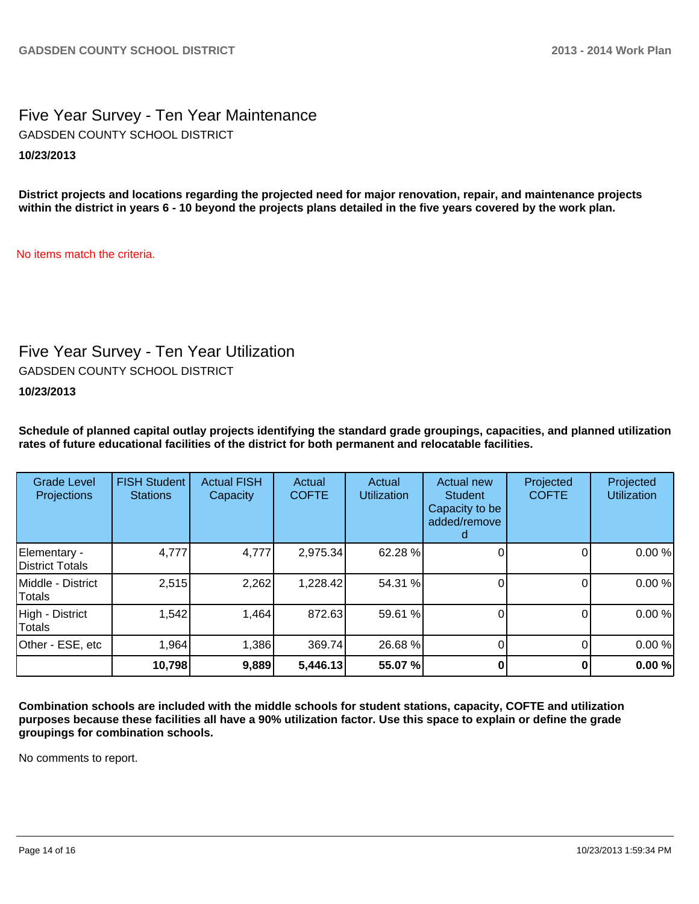## Five Year Survey - Ten Year Maintenance

GADSDEN COUNTY SCHOOL DISTRICT

**10/23/2013**

**District projects and locations regarding the projected need for major renovation, repair, and maintenance projects within the district in years 6 - 10 beyond the projects plans detailed in the five years covered by the work plan.**

No items match the criteria.

## Five Year Survey - Ten Year Utilization

GADSDEN COUNTY SCHOOL DISTRICT

**10/23/2013**

**Schedule of planned capital outlay projects identifying the standard grade groupings, capacities, and planned utilization rates of future educational facilities of the district for both permanent and relocatable facilities.**

| Grade Level Projections | FISH Student Stations | Actual FISH Capacity | Actual COFTE | Actual Utilization | Actual new Student Capacity to be added/removed | Projected COFTE | Projected Utilization |
|---|---|---|---|---|---|---|---|
| Elementary - District Totals | 4,777 | 4,777 | 2,975.34 | 62.28 % | 0 | 0 | 0.00 % |
| Middle - District Totals | 2,515 | 2,262 | 1,228.42 | 54.31 % | 0 | 0 | 0.00 % |
| High - District Totals | 1,542 | 1,464 | 872.63 | 59.61 % | 0 | 0 | 0.00 % |
| Other - ESE, etc | 1,964 | 1,386 | 369.74 | 26.68 % | 0 | 0 | 0.00 % |
| | **10,798** | **9,889** | **5,446.13** | **55.07 %** | **0** | **0** | **0.00 %** |

**Combination schools are included with the middle schools for student stations, capacity, COFTE and utilization purposes because these facilities all have a 90% utilization factor. Use this space to explain or define the grade groupings for combination schools.**

No comments to report.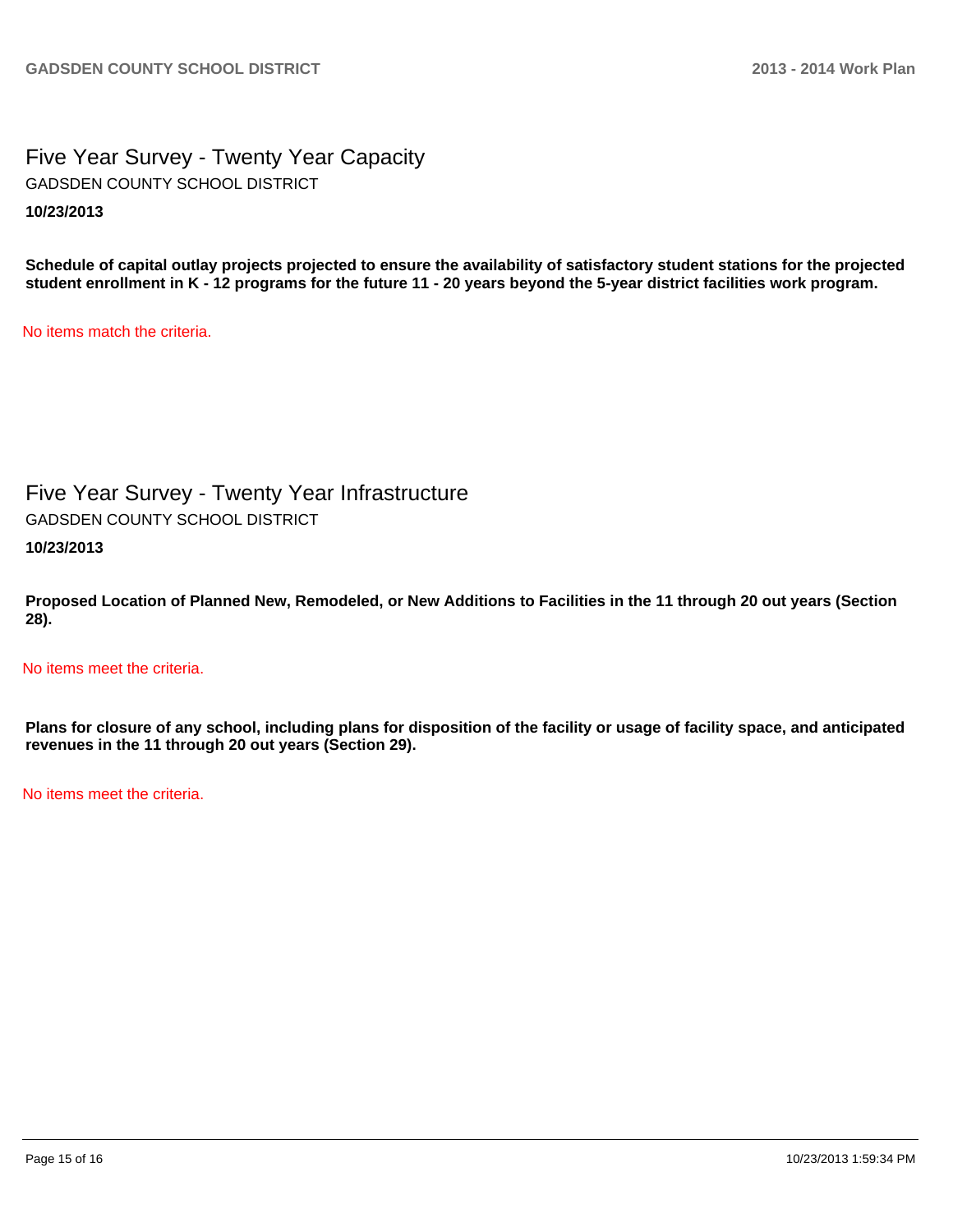# Five Year Survey - Twenty Year Capacity

GADSDEN COUNTY SCHOOL DISTRICT

**10/23/2013**

**Schedule of capital outlay projects projected to ensure the availability of satisfactory student stations for the projected student enrollment in K - 12 programs for the future 11 - 20 years beyond the 5-year district facilities work program.**

No items match the criteria.

# Five Year Survey - Twenty Year Infrastructure

GADSDEN COUNTY SCHOOL DISTRICT

**10/23/2013**

**Proposed Location of Planned New, Remodeled, or New Additions to Facilities in the 11 through 20 out years (Section 28).**

No items meet the criteria.

**Plans for closure of any school, including plans for disposition of the facility or usage of facility space, and anticipated revenues in the 11 through 20 out years (Section 29).**

No items meet the criteria.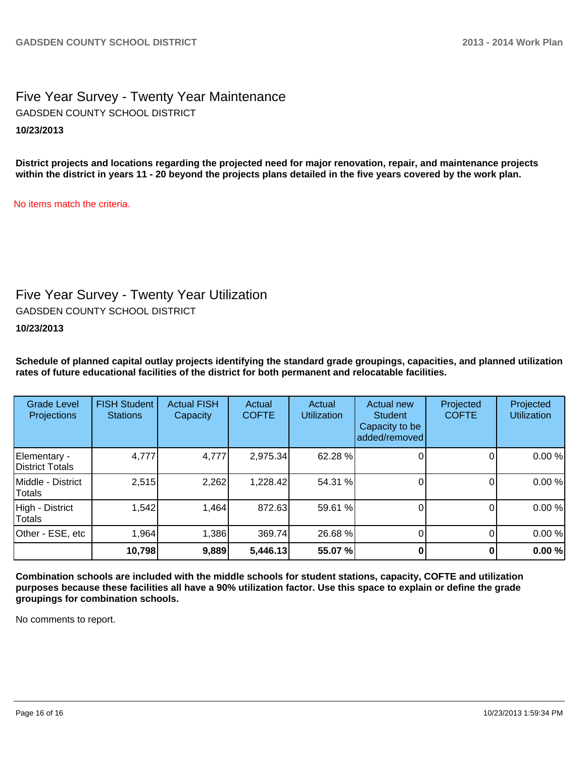## Five Year Survey - Twenty Year Maintenance

GADSDEN COUNTY SCHOOL DISTRICT

**10/23/2013**

**District projects and locations regarding the projected need for major renovation, repair, and maintenance projects within the district in years 11 - 20 beyond the projects plans detailed in the five years covered by the work plan.**

No items match the criteria.

## Five Year Survey - Twenty Year Utilization

GADSDEN COUNTY SCHOOL DISTRICT

**10/23/2013**

**Schedule of planned capital outlay projects identifying the standard grade groupings, capacities, and planned utilization rates of future educational facilities of the district for both permanent and relocatable facilities.**

| Grade Level Projections | FISH Student Stations | Actual FISH Capacity | Actual COFTE | Actual Utilization | Actual new Student Capacity to be added/removed | Projected COFTE | Projected Utilization |
|---|---|---|---|---|---|---|---|
| Elementary - District Totals | 4,777 | 4,777 | 2,975.34 | 62.28 % | 0 | 0 | 0.00 % |
| Middle - District Totals | 2,515 | 2,262 | 1,228.42 | 54.31 % | 0 | 0 | 0.00 % |
| High - District Totals | 1,542 | 1,464 | 872.63 | 59.61 % | 0 | 0 | 0.00 % |
| Other - ESE, etc | 1,964 | 1,386 | 369.74 | 26.68 % | 0 | 0 | 0.00 % |
| | **10,798** | **9,889** | **5,446.13** | **55.07 %** | **0** | **0** | **0.00 %** |

**Combination schools are included with the middle schools for student stations, capacity, COFTE and utilization purposes because these facilities all have a 90% utilization factor. Use this space to explain or define the grade groupings for combination schools.**

No comments to report.